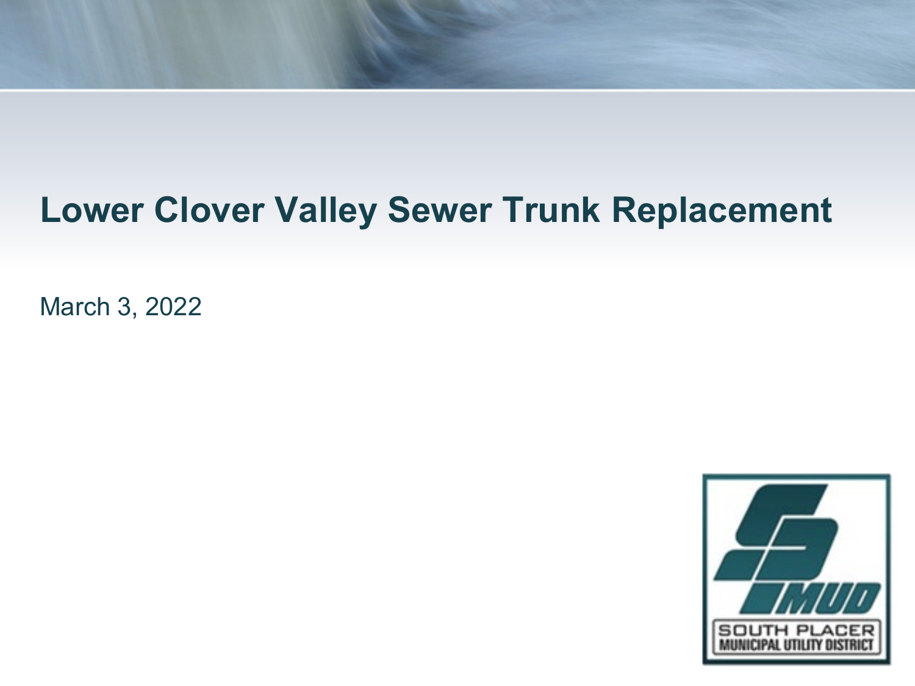# Lower Clover Valley Sewer Trunk Replacement

March 3, 2022

SOUTH PLACER MUNICIPAL UTILITY DISTRICT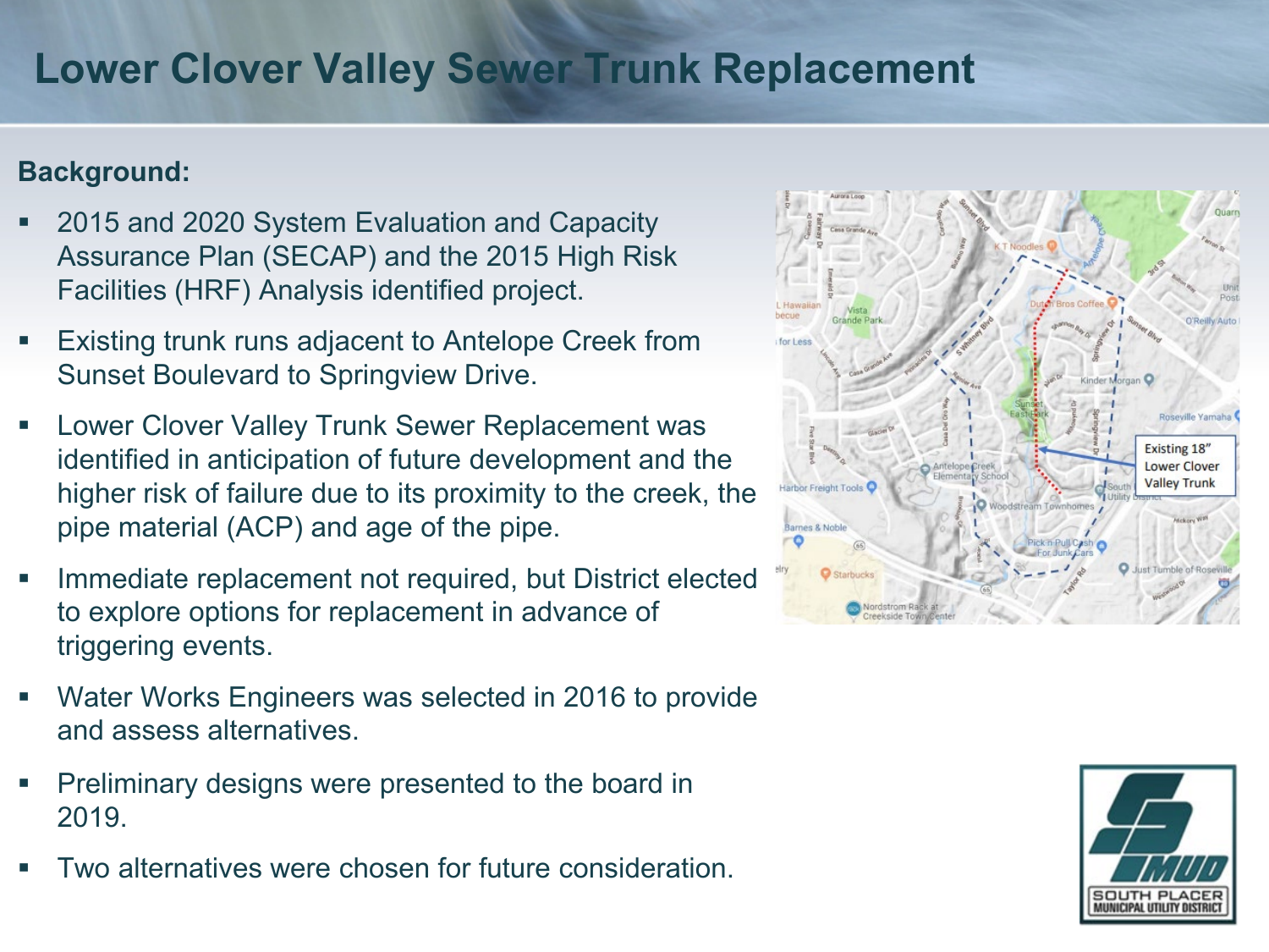# Lower Clover Valley Sewer Trunk Replacement

**Background:**

- 2015 and 2020 System Evaluation and Capacity Assurance Plan (SECAP) and the 2015 High Risk Facilities (HRF) Analysis identified project.
- Existing trunk runs adjacent to Antelope Creek from Sunset Boulevard to Springview Drive.
- Lower Clover Valley Trunk Sewer Replacement was identified in anticipation of future development and the higher risk of failure due to its proximity to the creek, the pipe material (ACP) and age of the pipe.
- Immediate replacement not required, but District elected to explore options for replacement in advance of triggering events.
- Water Works Engineers was selected in 2016 to provide and assess alternatives.
- Preliminary designs were presented to the board in 2019.
- Two alternatives were chosen for future consideration.

Existing 18" Lower Clover Valley Trunk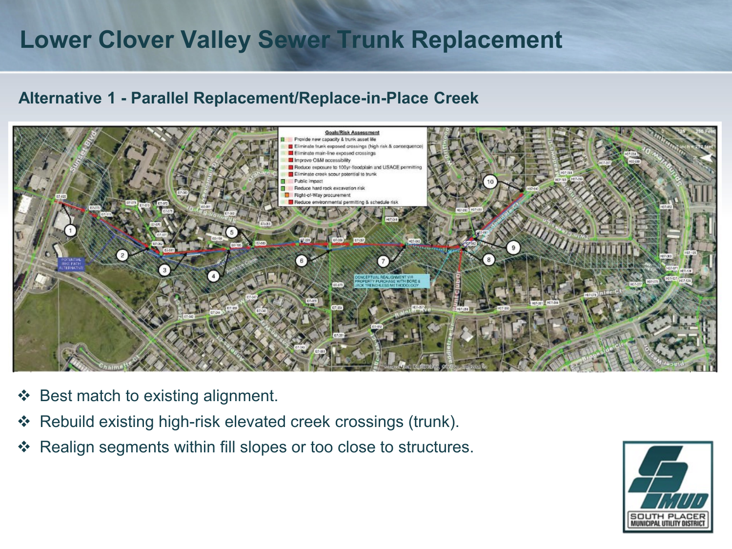# Lower Clover Valley Sewer Trunk Replacement

## Alternative 1 - Parallel Replacement/Replace-in-Place Creek

- Best match to existing alignment.
- Rebuild existing high-risk elevated creek crossings (trunk).
- Realign segments within fill slopes or too close to structures.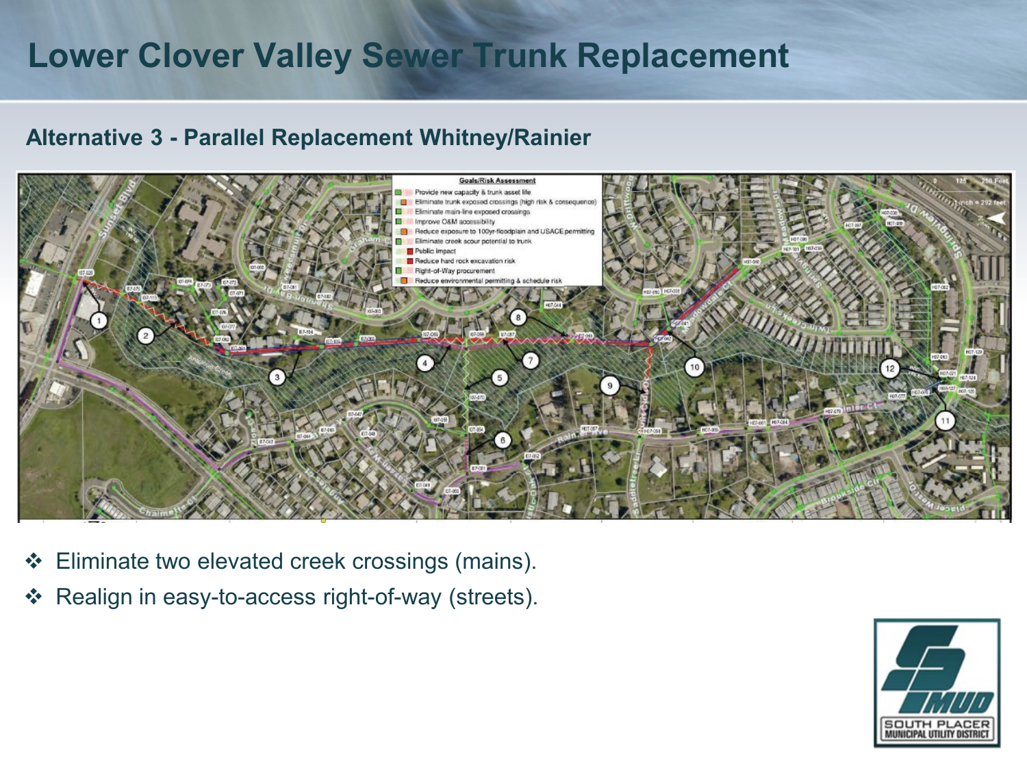# Lower Clover Valley Sewer Trunk Replacement

## Alternative 3 - Parallel Replacement Whitney/Rainier

**Goals/Risk Assessment**

- Provide new capacity & trunk asset life
- Eliminate trunk exposed crossings (high risk & consequence)
- Eliminate main-line exposed crossings
- Improve O&M accessibility
- Reduce exposure to 100yr-floodplain and USACE permitting
- Eliminate creek scour potential to trunk
- Public impact
- Reduce hard rock excavation risk
- Right-of-Way procurement
- Reduce environmental permitting & schedule risk

- ❖ Eliminate two elevated creek crossings (mains).
- ❖ Realign in easy-to-access right-of-way (streets).

SOUTH PLACER MUNICIPAL UTILITY DISTRICT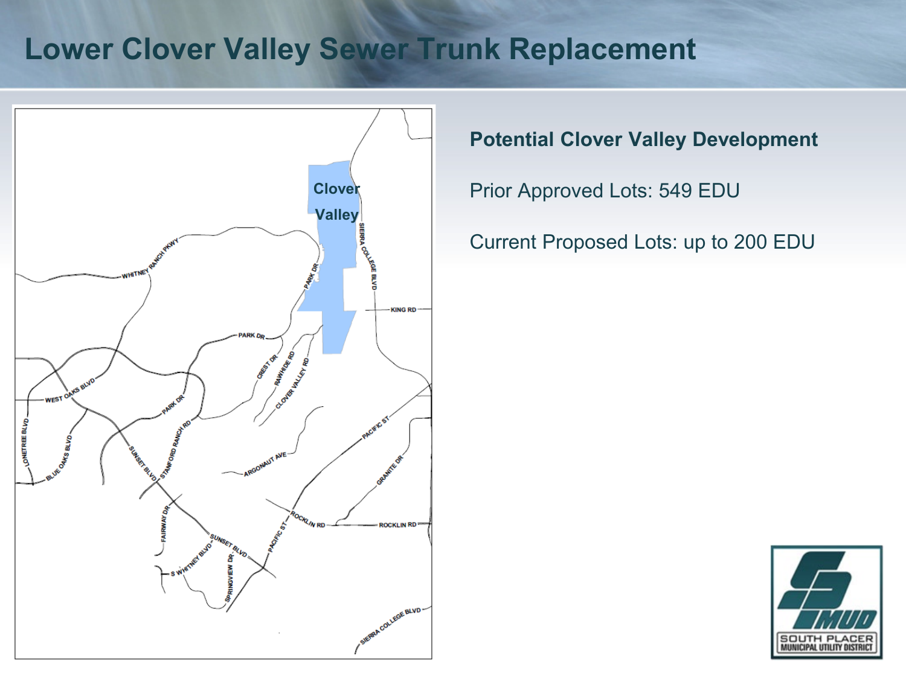# Lower Clover Valley Sewer Trunk Replacement

**Potential Clover Valley Development**

Prior Approved Lots: 549 EDU

Current Proposed Lots: up to 200 EDU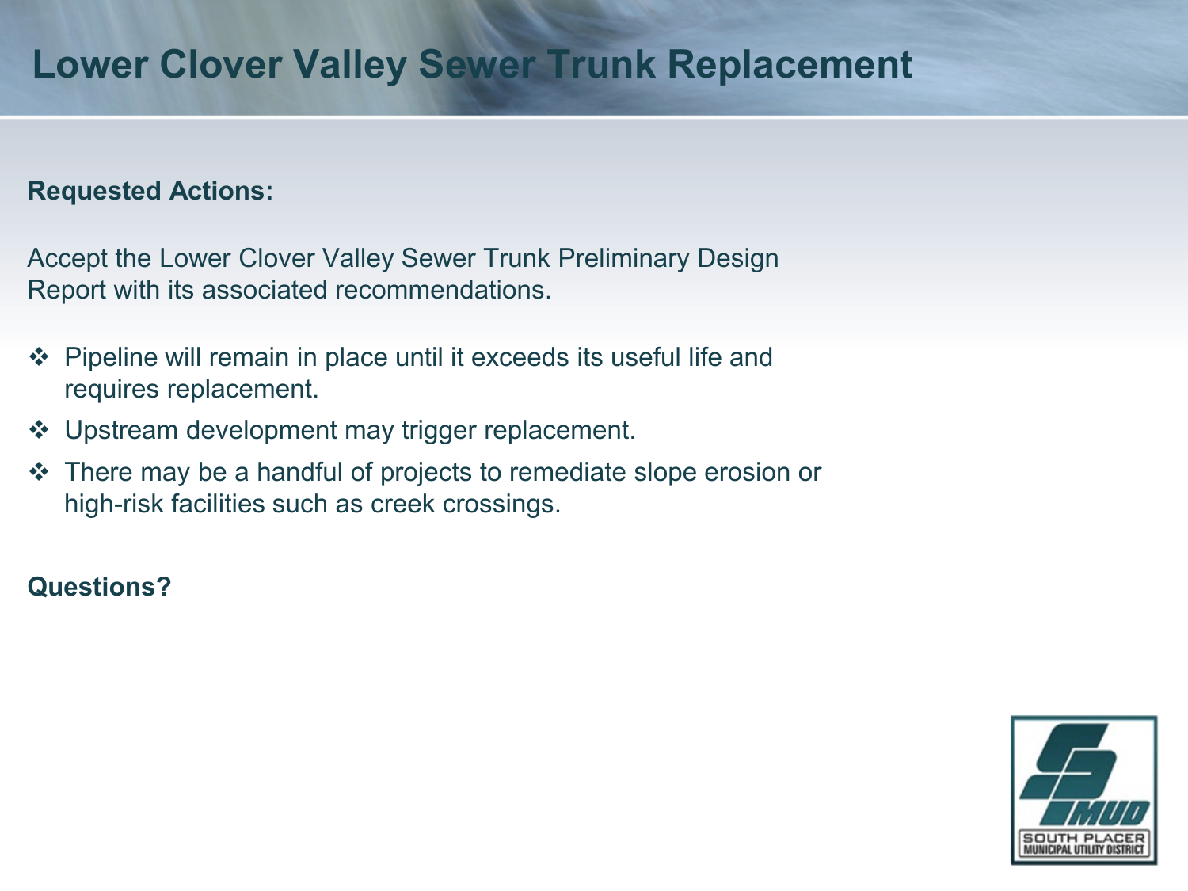# Lower Clover Valley Sewer Trunk Replacement

**Requested Actions:**

Accept the Lower Clover Valley Sewer Trunk Preliminary Design Report with its associated recommendations.

- Pipeline will remain in place until it exceeds its useful life and requires replacement.
- Upstream development may trigger replacement.
- There may be a handful of projects to remediate slope erosion or high-risk facilities such as creek crossings.

**Questions?**